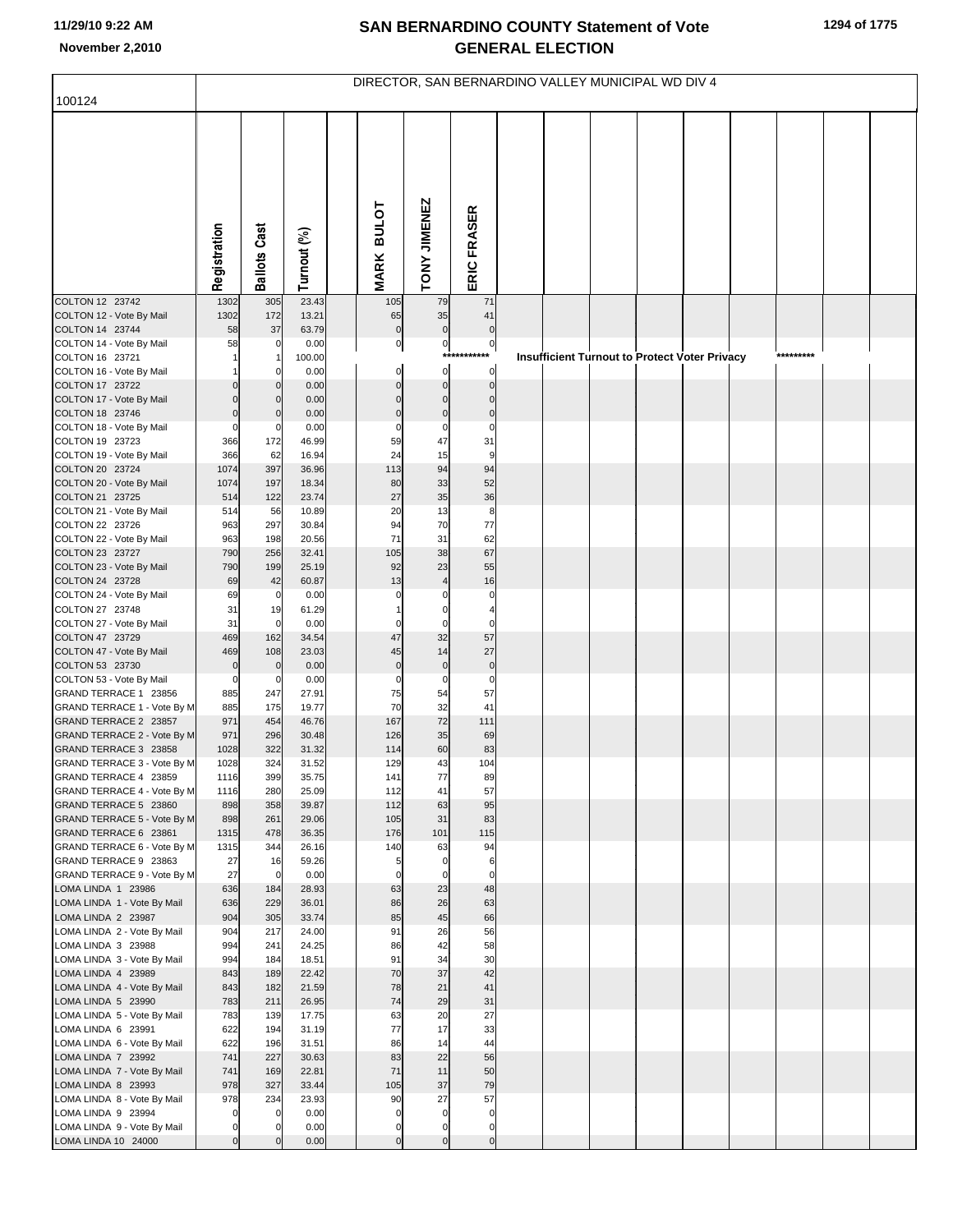# SAN BERNARDINO COUNTY Statement of Vote
## GENERAL ELECTION

11/29/10 9:22 AM
November 2,2010

DIRECTOR, SAN BERNARDINO VALLEY MUNICIPAL WD DIV 4

100124

| | Registration | Ballots Cast | Turnout (%) | MARK BULOT | TONY JIMENEZ | ERIC FRASER |
|---|---|---|---|---|---|---|
| COLTON 12 23742 | 1302 | 305 | 23.43 | 105 | 79 | 71 |
| COLTON 12 - Vote By Mail | 1302 | 172 | 13.21 | 65 | 35 | 41 |
| COLTON 14 23744 | 58 | 37 | 63.79 | 0 | 0 | 0 |
| COLTON 14 - Vote By Mail | 58 | 0 | 0.00 | 0 | 0 | 0 |
| COLTON 16 23721 | 1 | 1 | 100.00 | *********** Insufficient Turnout to Protect Voter Privacy ********* | | |
| COLTON 16 - Vote By Mail | 1 | 0 | 0.00 | 0 | 0 | 0 |
| COLTON 17 23722 | 0 | 0 | 0.00 | 0 | 0 | 0 |
| COLTON 17 - Vote By Mail | 0 | 0 | 0.00 | 0 | 0 | 0 |
| COLTON 18 23746 | 0 | 0 | 0.00 | 0 | 0 | 0 |
| COLTON 18 - Vote By Mail | 0 | 0 | 0.00 | 0 | 0 | 0 |
| COLTON 19 23723 | 366 | 172 | 46.99 | 59 | 47 | 31 |
| COLTON 19 - Vote By Mail | 366 | 62 | 16.94 | 24 | 15 | 9 |
| COLTON 20 23724 | 1074 | 397 | 36.96 | 113 | 94 | 94 |
| COLTON 20 - Vote By Mail | 1074 | 197 | 18.34 | 80 | 33 | 52 |
| COLTON 21 23725 | 514 | 122 | 23.74 | 27 | 35 | 36 |
| COLTON 21 - Vote By Mail | 514 | 56 | 10.89 | 20 | 13 | 8 |
| COLTON 22 23726 | 963 | 297 | 30.84 | 94 | 70 | 77 |
| COLTON 22 - Vote By Mail | 963 | 198 | 20.56 | 71 | 31 | 62 |
| COLTON 23 23727 | 790 | 256 | 32.41 | 105 | 38 | 67 |
| COLTON 23 - Vote By Mail | 790 | 199 | 25.19 | 92 | 23 | 55 |
| COLTON 24 23728 | 69 | 42 | 60.87 | 13 | 4 | 16 |
| COLTON 24 - Vote By Mail | 69 | 0 | 0.00 | 0 | 0 | 0 |
| COLTON 27 23748 | 31 | 19 | 61.29 | 1 | 0 | 4 |
| COLTON 27 - Vote By Mail | 31 | 0 | 0.00 | 0 | 0 | 0 |
| COLTON 47 23729 | 469 | 162 | 34.54 | 47 | 32 | 57 |
| COLTON 47 - Vote By Mail | 469 | 108 | 23.03 | 45 | 14 | 27 |
| COLTON 53 23730 | 0 | 0 | 0.00 | 0 | 0 | 0 |
| COLTON 53 - Vote By Mail | 0 | 0 | 0.00 | 0 | 0 | 0 |
| GRAND TERRACE 1 23856 | 885 | 247 | 27.91 | 75 | 54 | 57 |
| GRAND TERRACE 1 - Vote By M | 885 | 175 | 19.77 | 70 | 32 | 41 |
| GRAND TERRACE 2 23857 | 971 | 454 | 46.76 | 167 | 72 | 111 |
| GRAND TERRACE 2 - Vote By M | 971 | 296 | 30.48 | 126 | 35 | 69 |
| GRAND TERRACE 3 23858 | 1028 | 322 | 31.32 | 114 | 60 | 83 |
| GRAND TERRACE 3 - Vote By M | 1028 | 324 | 31.52 | 129 | 43 | 104 |
| GRAND TERRACE 4 23859 | 1116 | 399 | 35.75 | 141 | 77 | 89 |
| GRAND TERRACE 4 - Vote By M | 1116 | 280 | 25.09 | 112 | 41 | 57 |
| GRAND TERRACE 5 23860 | 898 | 358 | 39.87 | 112 | 63 | 95 |
| GRAND TERRACE 5 - Vote By M | 898 | 261 | 29.06 | 105 | 31 | 83 |
| GRAND TERRACE 6 23861 | 1315 | 478 | 36.35 | 176 | 101 | 115 |
| GRAND TERRACE 6 - Vote By M | 1315 | 344 | 26.16 | 140 | 63 | 94 |
| GRAND TERRACE 9 23863 | 27 | 16 | 59.26 | 5 | 0 | 6 |
| GRAND TERRACE 9 - Vote By M | 27 | 0 | 0.00 | 0 | 0 | 0 |
| LOMA LINDA 1 23986 | 636 | 184 | 28.93 | 63 | 23 | 48 |
| LOMA LINDA 1 - Vote By Mail | 636 | 229 | 36.01 | 86 | 26 | 63 |
| LOMA LINDA 2 23987 | 904 | 305 | 33.74 | 85 | 45 | 66 |
| LOMA LINDA 2 - Vote By Mail | 904 | 217 | 24.00 | 91 | 26 | 56 |
| LOMA LINDA 3 23988 | 994 | 241 | 24.25 | 86 | 42 | 58 |
| LOMA LINDA 3 - Vote By Mail | 994 | 184 | 18.51 | 91 | 34 | 30 |
| LOMA LINDA 4 23989 | 843 | 189 | 22.42 | 70 | 37 | 42 |
| LOMA LINDA 4 - Vote By Mail | 843 | 182 | 21.59 | 78 | 21 | 41 |
| LOMA LINDA 5 23990 | 783 | 211 | 26.95 | 74 | 29 | 31 |
| LOMA LINDA 5 - Vote By Mail | 783 | 139 | 17.75 | 63 | 20 | 27 |
| LOMA LINDA 6 23991 | 622 | 194 | 31.19 | 77 | 17 | 33 |
| LOMA LINDA 6 - Vote By Mail | 622 | 196 | 31.51 | 86 | 14 | 44 |
| LOMA LINDA 7 23992 | 741 | 227 | 30.63 | 83 | 22 | 56 |
| LOMA LINDA 7 - Vote By Mail | 741 | 169 | 22.81 | 71 | 11 | 50 |
| LOMA LINDA 8 23993 | 978 | 327 | 33.44 | 105 | 37 | 79 |
| LOMA LINDA 8 - Vote By Mail | 978 | 234 | 23.93 | 90 | 27 | 57 |
| LOMA LINDA 9 23994 | 0 | 0 | 0.00 | 0 | 0 | 0 |
| LOMA LINDA 9 - Vote By Mail | 0 | 0 | 0.00 | 0 | 0 | 0 |
| LOMA LINDA 10 24000 | 0 | 0 | 0.00 | 0 | 0 | 0 |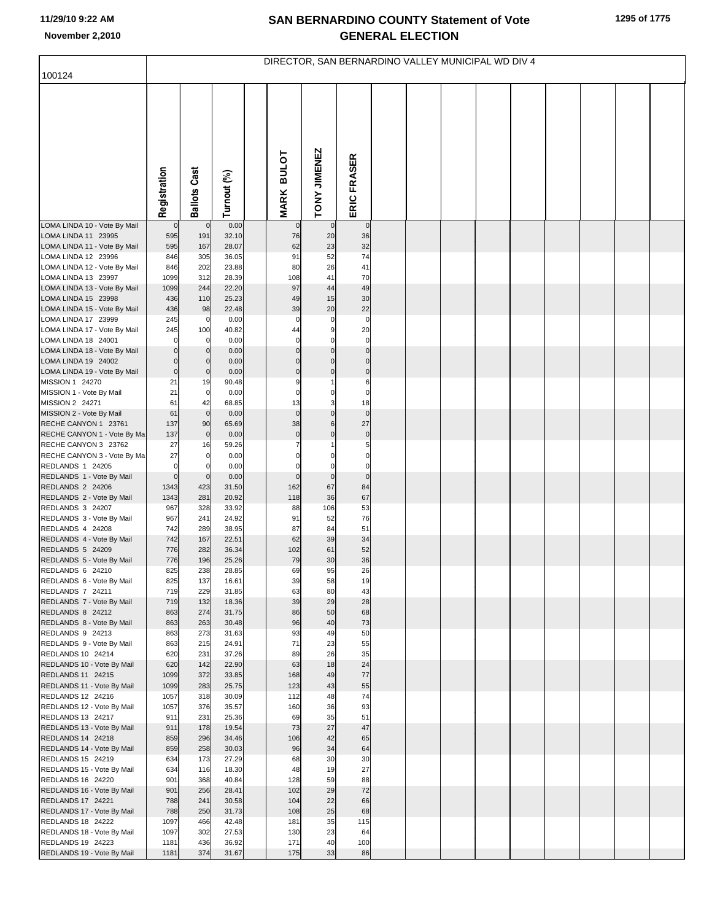# SAN BERNARDINO COUNTY Statement of Vote
# GENERAL ELECTION

November 2,2010

100124

DIRECTOR, SAN BERNARDINO VALLEY MUNICIPAL WD DIV 4

| | Registration | Ballots Cast | Turnout (%) | | MARK BULOT | TONY JIMENEZ | ERIC FRASER |
|---|---|---|---|---|---|---|---|
| LOMA LINDA 10 - Vote By Mail | 0 | 0 | 0.00 | | 0 | 0 | 0 |
| LOMA LINDA 11 23995 | 595 | 191 | 32.10 | | 76 | 20 | 36 |
| LOMA LINDA 11 - Vote By Mail | 595 | 167 | 28.07 | | 62 | 23 | 32 |
| LOMA LINDA 12 23996 | 846 | 305 | 36.05 | | 91 | 52 | 74 |
| LOMA LINDA 12 - Vote By Mail | 846 | 202 | 23.88 | | 80 | 26 | 41 |
| LOMA LINDA 13 23997 | 1099 | 312 | 28.39 | | 108 | 41 | 70 |
| LOMA LINDA 13 - Vote By Mail | 1099 | 244 | 22.20 | | 97 | 44 | 49 |
| LOMA LINDA 15 23998 | 436 | 110 | 25.23 | | 49 | 15 | 30 |
| LOMA LINDA 15 - Vote By Mail | 436 | 98 | 22.48 | | 39 | 20 | 22 |
| LOMA LINDA 17 23999 | 245 | 0 | 0.00 | | 0 | 0 | 0 |
| LOMA LINDA 17 - Vote By Mail | 245 | 100 | 40.82 | | 44 | 9 | 20 |
| LOMA LINDA 18 24001 | 0 | 0 | 0.00 | | 0 | 0 | 0 |
| LOMA LINDA 18 - Vote By Mail | 0 | 0 | 0.00 | | 0 | 0 | 0 |
| LOMA LINDA 19 24002 | 0 | 0 | 0.00 | | 0 | 0 | 0 |
| LOMA LINDA 19 - Vote By Mail | 0 | 0 | 0.00 | | 0 | 0 | 0 |
| MISSION 1 24270 | 21 | 19 | 90.48 | | 9 | 1 | 6 |
| MISSION 1 - Vote By Mail | 21 | 0 | 0.00 | | 0 | 0 | 0 |
| MISSION 2 24271 | 61 | 42 | 68.85 | | 13 | 3 | 18 |
| MISSION 2 - Vote By Mail | 61 | 0 | 0.00 | | 0 | 0 | 0 |
| RECHE CANYON 1 23761 | 137 | 90 | 65.69 | | 38 | 6 | 27 |
| RECHE CANYON 1 - Vote By Ma | 137 | 0 | 0.00 | | 0 | 0 | 0 |
| RECHE CANYON 3 23762 | 27 | 16 | 59.26 | | 7 | 1 | 5 |
| RECHE CANYON 3 - Vote By Ma | 27 | 0 | 0.00 | | 0 | 0 | 0 |
| REDLANDS 1 24205 | 0 | 0 | 0.00 | | 0 | 0 | 0 |
| REDLANDS 1 - Vote By Mail | 0 | 0 | 0.00 | | 0 | 0 | 0 |
| REDLANDS 2 24206 | 1343 | 423 | 31.50 | | 162 | 67 | 84 |
| REDLANDS 2 - Vote By Mail | 1343 | 281 | 20.92 | | 118 | 36 | 67 |
| REDLANDS 3 24207 | 967 | 328 | 33.92 | | 88 | 106 | 53 |
| REDLANDS 3 - Vote By Mail | 967 | 241 | 24.92 | | 91 | 52 | 76 |
| REDLANDS 4 24208 | 742 | 289 | 38.95 | | 87 | 84 | 51 |
| REDLANDS 4 - Vote By Mail | 742 | 167 | 22.51 | | 62 | 39 | 34 |
| REDLANDS 5 24209 | 776 | 282 | 36.34 | | 102 | 61 | 52 |
| REDLANDS 5 - Vote By Mail | 776 | 196 | 25.26 | | 79 | 30 | 36 |
| REDLANDS 6 24210 | 825 | 238 | 28.85 | | 69 | 95 | 26 |
| REDLANDS 6 - Vote By Mail | 825 | 137 | 16.61 | | 39 | 58 | 19 |
| REDLANDS 7 24211 | 719 | 229 | 31.85 | | 63 | 80 | 43 |
| REDLANDS 7 - Vote By Mail | 719 | 132 | 18.36 | | 39 | 29 | 28 |
| REDLANDS 8 24212 | 863 | 274 | 31.75 | | 86 | 50 | 68 |
| REDLANDS 8 - Vote By Mail | 863 | 263 | 30.48 | | 96 | 40 | 73 |
| REDLANDS 9 24213 | 863 | 273 | 31.63 | | 93 | 49 | 50 |
| REDLANDS 9 - Vote By Mail | 863 | 215 | 24.91 | | 71 | 23 | 55 |
| REDLANDS 10 24214 | 620 | 231 | 37.26 | | 89 | 26 | 35 |
| REDLANDS 10 - Vote By Mail | 620 | 142 | 22.90 | | 63 | 18 | 24 |
| REDLANDS 11 24215 | 1099 | 372 | 33.85 | | 168 | 49 | 77 |
| REDLANDS 11 - Vote By Mail | 1099 | 283 | 25.75 | | 123 | 43 | 55 |
| REDLANDS 12 24216 | 1057 | 318 | 30.09 | | 112 | 48 | 74 |
| REDLANDS 12 - Vote By Mail | 1057 | 376 | 35.57 | | 160 | 36 | 93 |
| REDLANDS 13 24217 | 911 | 231 | 25.36 | | 69 | 35 | 51 |
| REDLANDS 13 - Vote By Mail | 911 | 178 | 19.54 | | 73 | 27 | 47 |
| REDLANDS 14 24218 | 859 | 296 | 34.46 | | 106 | 42 | 65 |
| REDLANDS 14 - Vote By Mail | 859 | 258 | 30.03 | | 96 | 34 | 64 |
| REDLANDS 15 24219 | 634 | 173 | 27.29 | | 68 | 30 | 30 |
| REDLANDS 15 - Vote By Mail | 634 | 116 | 18.30 | | 48 | 19 | 27 |
| REDLANDS 16 24220 | 901 | 368 | 40.84 | | 128 | 59 | 88 |
| REDLANDS 16 - Vote By Mail | 901 | 256 | 28.41 | | 102 | 29 | 72 |
| REDLANDS 17 24221 | 788 | 241 | 30.58 | | 104 | 22 | 66 |
| REDLANDS 17 - Vote By Mail | 788 | 250 | 31.73 | | 108 | 25 | 68 |
| REDLANDS 18 24222 | 1097 | 466 | 42.48 | | 181 | 35 | 115 |
| REDLANDS 18 - Vote By Mail | 1097 | 302 | 27.53 | | 130 | 23 | 64 |
| REDLANDS 19 24223 | 1181 | 436 | 36.92 | | 171 | 40 | 100 |
| REDLANDS 19 - Vote By Mail | 1181 | 374 | 31.67 | | 175 | 33 | 86 |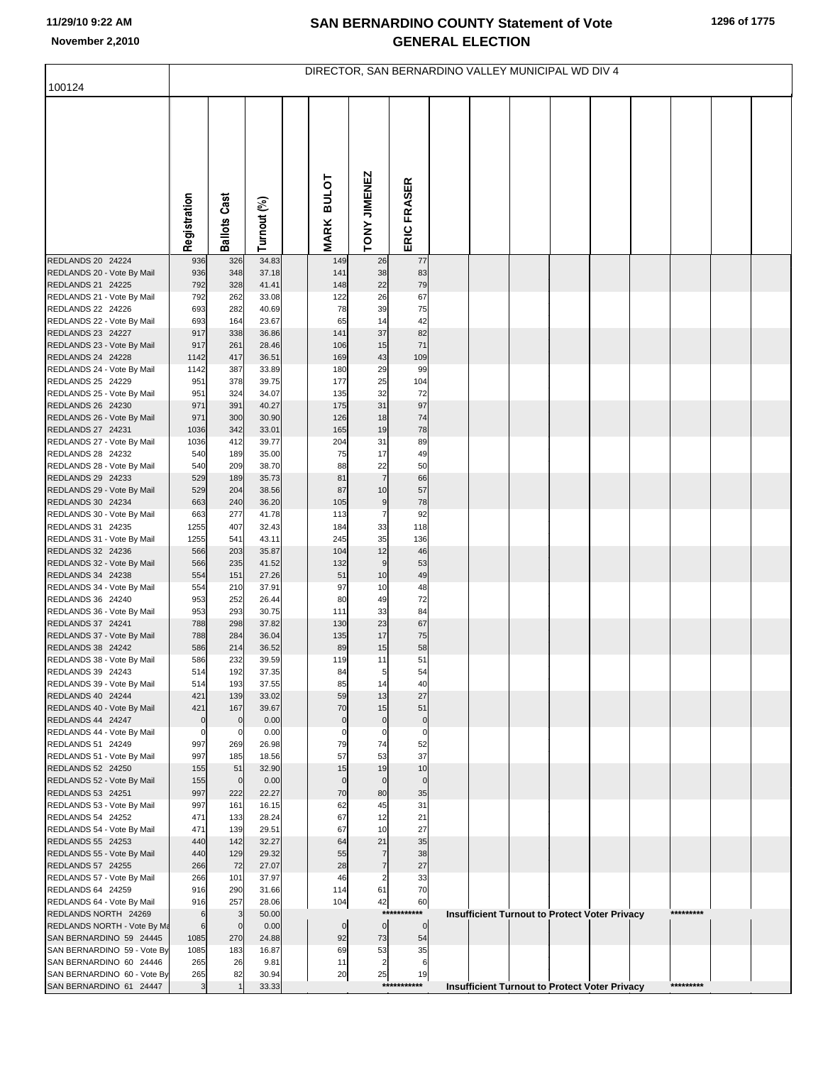# SAN BERNARDINO COUNTY Statement of Vote
## GENERAL ELECTION

November 2,2010

100124

DIRECTOR, SAN BERNARDINO VALLEY MUNICIPAL WD DIV 4

| | Registration | Ballots Cast | Turnout (%) | MARK BULOT | TONY JIMENEZ | ERIC FRASER |
|---|---|---|---|---|---|---|
| REDLANDS 20 24224 | 936 | 326 | 34.83 | 149 | 26 | 77 |
| REDLANDS 20 - Vote By Mail | 936 | 348 | 37.18 | 141 | 38 | 83 |
| REDLANDS 21 24225 | 792 | 328 | 41.41 | 148 | 22 | 79 |
| REDLANDS 21 - Vote By Mail | 792 | 262 | 33.08 | 122 | 26 | 67 |
| REDLANDS 22 24226 | 693 | 282 | 40.69 | 78 | 39 | 75 |
| REDLANDS 22 - Vote By Mail | 693 | 164 | 23.67 | 65 | 14 | 42 |
| REDLANDS 23 24227 | 917 | 338 | 36.86 | 141 | 37 | 82 |
| REDLANDS 23 - Vote By Mail | 917 | 261 | 28.46 | 106 | 15 | 71 |
| REDLANDS 24 24228 | 1142 | 417 | 36.51 | 169 | 43 | 109 |
| REDLANDS 24 - Vote By Mail | 1142 | 387 | 33.89 | 180 | 29 | 99 |
| REDLANDS 25 24229 | 951 | 378 | 39.75 | 177 | 25 | 104 |
| REDLANDS 25 - Vote By Mail | 951 | 324 | 34.07 | 135 | 32 | 72 |
| REDLANDS 26 24230 | 971 | 391 | 40.27 | 175 | 31 | 97 |
| REDLANDS 26 - Vote By Mail | 971 | 300 | 30.90 | 126 | 18 | 74 |
| REDLANDS 27 24231 | 1036 | 342 | 33.01 | 165 | 19 | 78 |
| REDLANDS 27 - Vote By Mail | 1036 | 412 | 39.77 | 204 | 31 | 89 |
| REDLANDS 28 24232 | 540 | 189 | 35.00 | 75 | 17 | 49 |
| REDLANDS 28 - Vote By Mail | 540 | 209 | 38.70 | 88 | 22 | 50 |
| REDLANDS 29 24233 | 529 | 189 | 35.73 | 81 | 7 | 66 |
| REDLANDS 29 - Vote By Mail | 529 | 204 | 38.56 | 87 | 10 | 57 |
| REDLANDS 30 24234 | 663 | 240 | 36.20 | 105 | 9 | 78 |
| REDLANDS 30 - Vote By Mail | 663 | 277 | 41.78 | 113 | 7 | 92 |
| REDLANDS 31 24235 | 1255 | 407 | 32.43 | 184 | 33 | 118 |
| REDLANDS 31 - Vote By Mail | 1255 | 541 | 43.11 | 245 | 35 | 136 |
| REDLANDS 32 24236 | 566 | 203 | 35.87 | 104 | 12 | 46 |
| REDLANDS 32 - Vote By Mail | 566 | 235 | 41.52 | 132 | 9 | 53 |
| REDLANDS 34 24238 | 554 | 151 | 27.26 | 51 | 10 | 49 |
| REDLANDS 34 - Vote By Mail | 554 | 210 | 37.91 | 97 | 10 | 48 |
| REDLANDS 36 24240 | 953 | 252 | 26.44 | 80 | 49 | 72 |
| REDLANDS 36 - Vote By Mail | 953 | 293 | 30.75 | 111 | 33 | 84 |
| REDLANDS 37 24241 | 788 | 298 | 37.82 | 130 | 23 | 67 |
| REDLANDS 37 - Vote By Mail | 788 | 284 | 36.04 | 135 | 17 | 75 |
| REDLANDS 38 24242 | 586 | 214 | 36.52 | 89 | 15 | 58 |
| REDLANDS 38 - Vote By Mail | 586 | 232 | 39.59 | 119 | 11 | 51 |
| REDLANDS 39 24243 | 514 | 192 | 37.35 | 84 | 5 | 54 |
| REDLANDS 39 - Vote By Mail | 514 | 193 | 37.55 | 85 | 14 | 40 |
| REDLANDS 40 24244 | 421 | 139 | 33.02 | 59 | 13 | 27 |
| REDLANDS 40 - Vote By Mail | 421 | 167 | 39.67 | 70 | 15 | 51 |
| REDLANDS 44 24247 | 0 | 0 | 0.00 | 0 | 0 | 0 |
| REDLANDS 44 - Vote By Mail | 0 | 0 | 0.00 | 0 | 0 | 0 |
| REDLANDS 51 24249 | 997 | 269 | 26.98 | 79 | 74 | 52 |
| REDLANDS 51 - Vote By Mail | 997 | 185 | 18.56 | 57 | 53 | 37 |
| REDLANDS 52 24250 | 155 | 51 | 32.90 | 15 | 19 | 10 |
| REDLANDS 52 - Vote By Mail | 155 | 0 | 0.00 | 0 | 0 | 0 |
| REDLANDS 53 24251 | 997 | 222 | 22.27 | 70 | 80 | 35 |
| REDLANDS 53 - Vote By Mail | 997 | 161 | 16.15 | 62 | 45 | 31 |
| REDLANDS 54 24252 | 471 | 133 | 28.24 | 67 | 12 | 21 |
| REDLANDS 54 - Vote By Mail | 471 | 139 | 29.51 | 67 | 10 | 27 |
| REDLANDS 55 24253 | 440 | 142 | 32.27 | 64 | 21 | 35 |
| REDLANDS 55 - Vote By Mail | 440 | 129 | 29.32 | 55 | 7 | 38 |
| REDLANDS 57 24255 | 266 | 72 | 27.07 | 28 | 7 | 27 |
| REDLANDS 57 - Vote By Mail | 266 | 101 | 37.97 | 46 | 2 | 33 |
| REDLANDS 64 24259 | 916 | 290 | 31.66 | 114 | 61 | 70 |
| REDLANDS 64 - Vote By Mail | 916 | 257 | 28.06 | 104 | 42 | 60 |
| REDLANDS NORTH 24269 | 6 | 3 | 50.00 | | | *********** Insufficient Turnout to Protect Voter Privacy ********* |
| REDLANDS NORTH - Vote By Ma | 6 | 0 | 0.00 | 0 | 0 | 0 |
| SAN BERNARDINO 59 24445 | 1085 | 270 | 24.88 | 92 | 73 | 54 |
| SAN BERNARDINO 59 - Vote By | 1085 | 183 | 16.87 | 69 | 53 | 35 |
| SAN BERNARDINO 60 24446 | 265 | 26 | 9.81 | 11 | 2 | 6 |
| SAN BERNARDINO 60 - Vote By | 265 | 82 | 30.94 | 20 | 25 | 19 |
| SAN BERNARDINO 61 24447 | 3 | 1 | 33.33 | | | *********** Insufficient Turnout to Protect Voter Privacy ********* |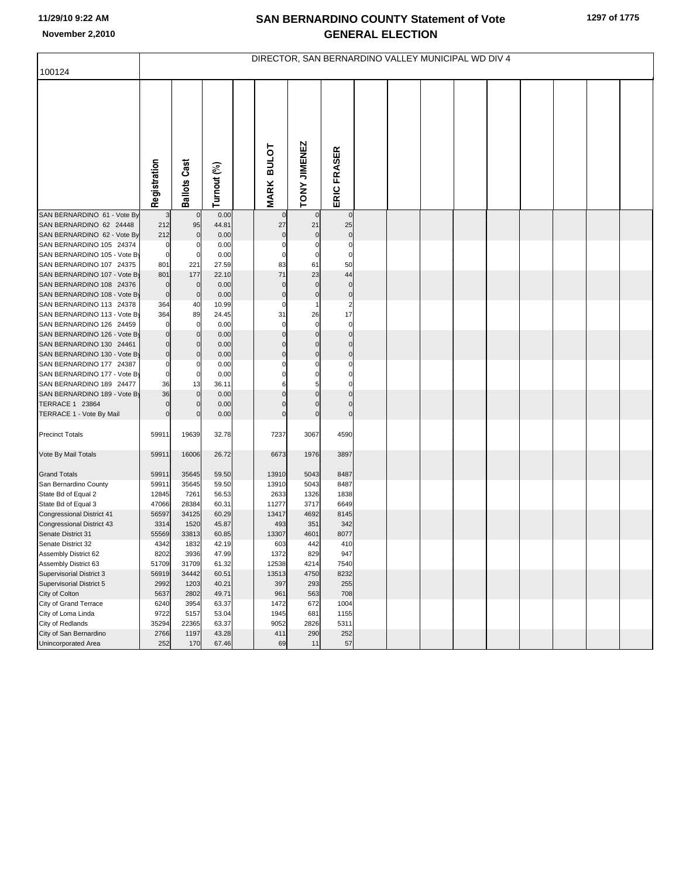# SAN BERNARDINO COUNTY Statement of Vote
## GENERAL ELECTION

November 2,2010

100124

DIRECTOR, SAN BERNARDINO VALLEY MUNICIPAL WD DIV 4

| | Registration | Ballots Cast | Turnout (%) | | MARK BULOT | TONY JIMENEZ | ERIC FRASER |
|---|---|---|---|---|---|---|---|
| SAN BERNARDINO 61 - Vote By | 3 | 0 | 0.00 | | 0 | 0 | 0 |
| SAN BERNARDINO 62 24448 | 212 | 95 | 44.81 | | 27 | 21 | 25 |
| SAN BERNARDINO 62 - Vote By | 212 | 0 | 0.00 | | 0 | 0 | 0 |
| SAN BERNARDINO 105 24374 | 0 | 0 | 0.00 | | 0 | 0 | 0 |
| SAN BERNARDINO 105 - Vote By | 0 | 0 | 0.00 | | 0 | 0 | 0 |
| SAN BERNARDINO 107 24375 | 801 | 221 | 27.59 | | 83 | 61 | 50 |
| SAN BERNARDINO 107 - Vote By | 801 | 177 | 22.10 | | 71 | 23 | 44 |
| SAN BERNARDINO 108 24376 | 0 | 0 | 0.00 | | 0 | 0 | 0 |
| SAN BERNARDINO 108 - Vote By | 0 | 0 | 0.00 | | 0 | 0 | 0 |
| SAN BERNARDINO 113 24378 | 364 | 40 | 10.99 | | 0 | 1 | 2 |
| SAN BERNARDINO 113 - Vote By | 364 | 89 | 24.45 | | 31 | 26 | 17 |
| SAN BERNARDINO 126 24459 | 0 | 0 | 0.00 | | 0 | 0 | 0 |
| SAN BERNARDINO 126 - Vote By | 0 | 0 | 0.00 | | 0 | 0 | 0 |
| SAN BERNARDINO 130 24461 | 0 | 0 | 0.00 | | 0 | 0 | 0 |
| SAN BERNARDINO 130 - Vote By | 0 | 0 | 0.00 | | 0 | 0 | 0 |
| SAN BERNARDINO 177 24387 | 0 | 0 | 0.00 | | 0 | 0 | 0 |
| SAN BERNARDINO 177 - Vote By | 0 | 0 | 0.00 | | 0 | 0 | 0 |
| SAN BERNARDINO 189 24477 | 36 | 13 | 36.11 | | 6 | 5 | 0 |
| SAN BERNARDINO 189 - Vote By | 36 | 0 | 0.00 | | 0 | 0 | 0 |
| TERRACE 1 23864 | 0 | 0 | 0.00 | | 0 | 0 | 0 |
| TERRACE 1 - Vote By Mail | 0 | 0 | 0.00 | | 0 | 0 | 0 |
| Precinct Totals | 59911 | 19639 | 32.78 | | 7237 | 3067 | 4590 |
| Vote By Mail Totals | 59911 | 16006 | 26.72 | | 6673 | 1976 | 3897 |
| Grand Totals | 59911 | 35645 | 59.50 | | 13910 | 5043 | 8487 |
| San Bernardino County | 59911 | 35645 | 59.50 | | 13910 | 5043 | 8487 |
| State Bd of Equal 2 | 12845 | 7261 | 56.53 | | 2633 | 1326 | 1838 |
| State Bd of Equal 3 | 47066 | 28384 | 60.31 | | 11277 | 3717 | 6649 |
| Congressional District 41 | 56597 | 34125 | 60.29 | | 13417 | 4692 | 8145 |
| Congressional District 43 | 3314 | 1520 | 45.87 | | 493 | 351 | 342 |
| Senate District 31 | 55569 | 33813 | 60.85 | | 13307 | 4601 | 8077 |
| Senate District 32 | 4342 | 1832 | 42.19 | | 603 | 442 | 410 |
| Assembly District 62 | 8202 | 3936 | 47.99 | | 1372 | 829 | 947 |
| Assembly District 63 | 51709 | 31709 | 61.32 | | 12538 | 4214 | 7540 |
| Supervisorial District 3 | 56919 | 34442 | 60.51 | | 13513 | 4750 | 8232 |
| Supervisorial District 5 | 2992 | 1203 | 40.21 | | 397 | 293 | 255 |
| City of Colton | 5637 | 2802 | 49.71 | | 961 | 563 | 708 |
| City of Grand Terrace | 6240 | 3954 | 63.37 | | 1472 | 672 | 1004 |
| City of Loma Linda | 9722 | 5157 | 53.04 | | 1945 | 681 | 1155 |
| City of Redlands | 35294 | 22365 | 63.37 | | 9052 | 2826 | 5311 |
| City of San Bernardino | 2766 | 1197 | 43.28 | | 411 | 290 | 252 |
| Unincorporated Area | 252 | 170 | 67.46 | | 69 | 11 | 57 |